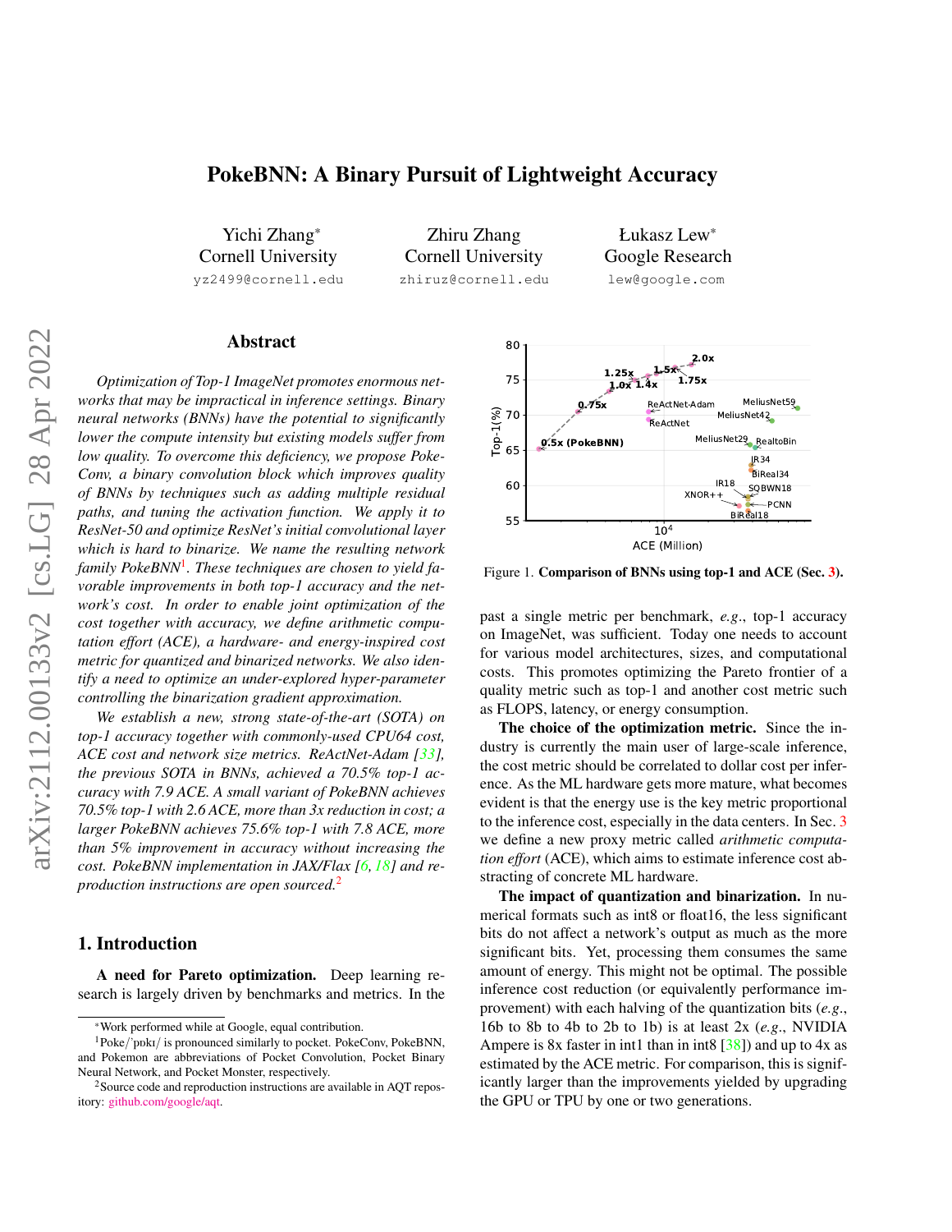# PokeBNN: A Binary Pursuit of Lightweight Accuracy

Yichi Zhang*  
Cornell University  
yz2499@cornell.edu

Zhiru Zhang  
Cornell University  
zhiruz@cornell.edu

Łukasz Lew*  
Google Research  
lew@google.com

## Abstract

*Optimization of Top-1 ImageNet promotes enormous networks that may be impractical in inference settings. Binary neural networks (BNNs) have the potential to significantly lower the compute intensity but existing models suffer from low quality. To overcome this deficiency, we propose PokeConv, a binary convolution block which improves quality of BNNs by techniques such as adding multiple residual paths, and tuning the activation function. We apply it to ResNet-50 and optimize ResNet's initial convolutional layer which is hard to binarize. We name the resulting network family PokeBNN[1]. These techniques are chosen to yield favorable improvements in both top-1 accuracy and the network's cost. In order to enable joint optimization of the cost together with accuracy, we define arithmetic computation effort (ACE), a hardware- and energy-inspired cost metric for quantized and binarized networks. We also identify a need to optimize an under-explored hyper-parameter controlling the binarization gradient approximation.*

*We establish a new, strong state-of-the-art (SOTA) on top-1 accuracy together with commonly-used CPU64 cost, ACE cost and network size metrics. ReActNet-Adam [33], the previous SOTA in BNNs, achieved a 70.5% top-1 accuracy with 7.9 ACE. A small variant of PokeBNN achieves 70.5% top-1 with 2.6 ACE, more than 3x reduction in cost; a larger PokeBNN achieves 75.6% top-1 with 7.8 ACE, more than 5% improvement in accuracy without increasing the cost. PokeBNN implementation in JAX/Flax [6, 18] and reproduction instructions are open sourced.[2]*

Figure 1. **Comparison of BNNs using top-1 and ACE (Sec. 3).**

## 1. Introduction

**A need for Pareto optimization.** Deep learning research is largely driven by benchmarks and metrics. In the past a single metric per benchmark, *e.g.*, top-1 accuracy on ImageNet, was sufficient. Today one needs to account for various model architectures, sizes, and computational costs. This promotes optimizing the Pareto frontier of a quality metric such as top-1 and another cost metric such as FLOPS, latency, or energy consumption.

**The choice of the optimization metric.** Since the industry is currently the main user of large-scale inference, the cost metric should be correlated to dollar cost per inference. As the ML hardware gets more mature, what becomes evident is that the energy use is the key metric proportional to the inference cost, especially in the data centers. In Sec. 3 we define a new proxy metric called *arithmetic computation effort* (ACE), which aims to estimate inference cost abstracting of concrete ML hardware.

**The impact of quantization and binarization.** In numerical formats such as int8 or float16, the less significant bits do not affect a network's output as much as the more significant bits. Yet, processing them consumes the same amount of energy. This might not be optimal. The possible inference cost reduction (or equivalently performance improvement) with each halving of the quantization bits (*e.g.*, 16b to 8b to 4b to 2b to 1b) is at least 2x (*e.g.*, NVIDIA Ampere is 8x faster in int1 than in int8 [38]) and up to 4x as estimated by the ACE metric. For comparison, this is significantly larger than the improvements yielded by upgrading the GPU or TPU by one or two generations.

---

*Work performed while at Google, equal contribution.

[1] Poke/ˈpɒkɪ/ is pronounced similarly to pocket. PokeConv, PokeBNN, and Pokemon are abbreviations of Pocket Convolution, Pocket Binary Neural Network, and Pocket Monster, respectively.

[2] Source code and reproduction instructions are available in AQT repository: github.com/google/aqt.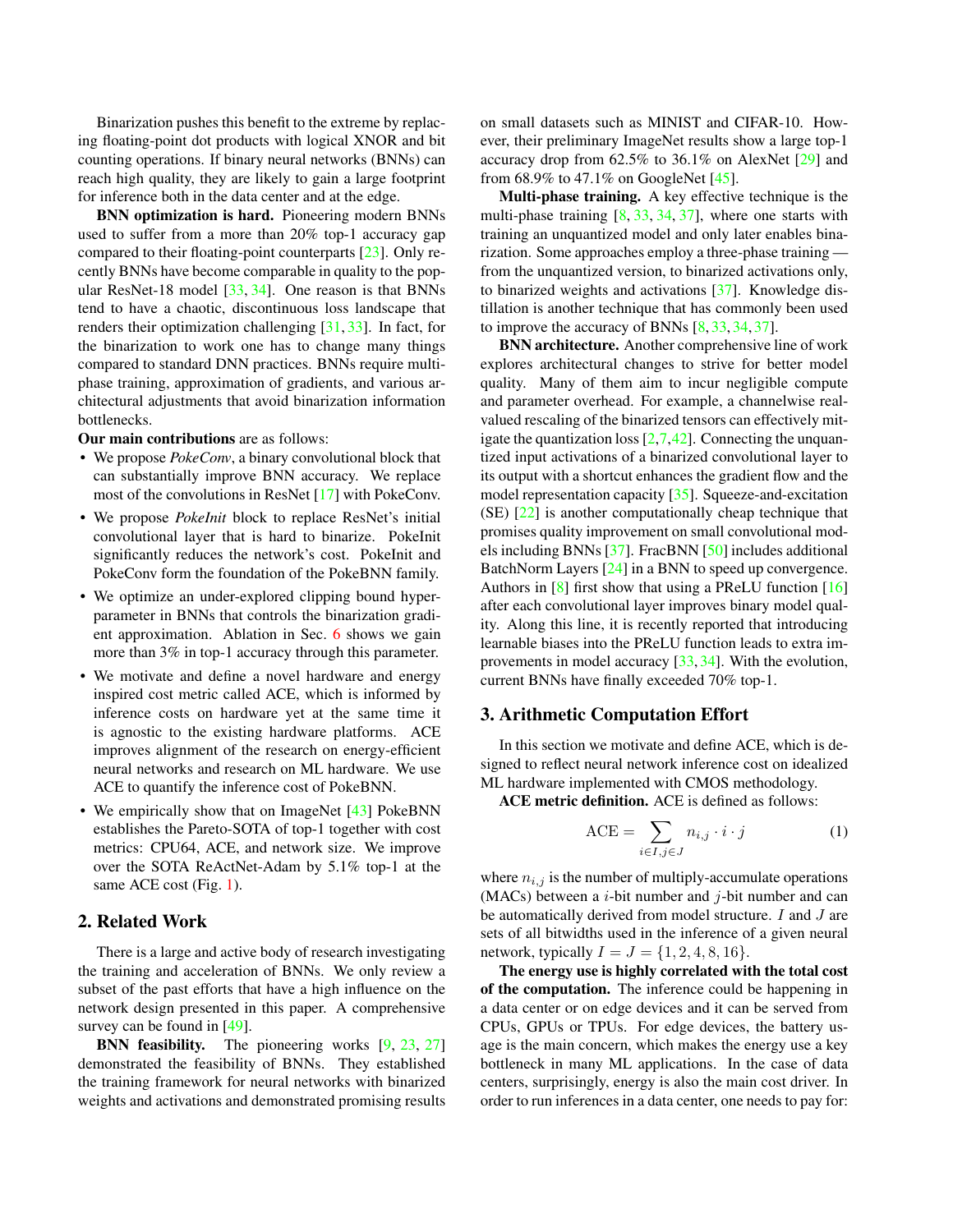Binarization pushes this benefit to the extreme by replacing floating-point dot products with logical XNOR and bit counting operations. If binary neural networks (BNNs) can reach high quality, they are likely to gain a large footprint for inference both in the data center and at the edge.

**BNN optimization is hard.** Pioneering modern BNNs used to suffer from a more than 20% top-1 accuracy gap compared to their floating-point counterparts [23]. Only recently BNNs have become comparable in quality to the popular ResNet-18 model [33, 34]. One reason is that BNNs tend to have a chaotic, discontinuous loss landscape that renders their optimization challenging [31, 33]. In fact, for the binarization to work one has to change many things compared to standard DNN practices. BNNs require multi-phase training, approximation of gradients, and various architectural adjustments that avoid binarization information bottlenecks.

**Our main contributions** are as follows:

- We propose *PokeConv*, a binary convolutional block that can substantially improve BNN accuracy. We replace most of the convolutions in ResNet [17] with PokeConv.
- We propose *PokeInit* block to replace ResNet's initial convolutional layer that is hard to binarize. PokeInit significantly reduces the network's cost. PokeInit and PokeConv form the foundation of the PokeBNN family.
- We optimize an under-explored clipping bound hyperparameter in BNNs that controls the binarization gradient approximation. Ablation in Sec. 6 shows we gain more than 3% in top-1 accuracy through this parameter.
- We motivate and define a novel hardware and energy inspired cost metric called ACE, which is informed by inference costs on hardware yet at the same time it is agnostic to the existing hardware platforms. ACE improves alignment of the research on energy-efficient neural networks and research on ML hardware. We use ACE to quantify the inference cost of PokeBNN.
- We empirically show that on ImageNet [43] PokeBNN establishes the Pareto-SOTA of top-1 together with cost metrics: CPU64, ACE, and network size. We improve over the SOTA ReActNet-Adam by 5.1% top-1 at the same ACE cost (Fig. 1).

## 2. Related Work

There is a large and active body of research investigating the training and acceleration of BNNs. We only review a subset of the past efforts that have a high influence on the network design presented in this paper. A comprehensive survey can be found in [49].

**BNN feasibility.** The pioneering works [9, 23, 27] demonstrated the feasibility of BNNs. They established the training framework for neural networks with binarized weights and activations and demonstrated promising results on small datasets such as MINIST and CIFAR-10. However, their preliminary ImageNet results show a large top-1 accuracy drop from 62.5% to 36.1% on AlexNet [29] and from 68.9% to 47.1% on GoogleNet [45].

**Multi-phase training.** A key effective technique is the multi-phase training [8, 33, 34, 37], where one starts with training an unquantized model and only later enables binarization. Some approaches employ a three-phase training — from the unquantized version, to binarized activations only, to binarized weights and activations [37]. Knowledge distillation is another technique that has commonly been used to improve the accuracy of BNNs [8, 33, 34, 37].

**BNN architecture.** Another comprehensive line of work explores architectural changes to strive for better model quality. Many of them aim to incur negligible compute and parameter overhead. For example, a channelwise real-valued rescaling of the binarized tensors can effectively mitigate the quantization loss [2,7,42]. Connecting the unquantized input activations of a binarized convolutional layer to its output with a shortcut enhances the gradient flow and the model representation capacity [35]. Squeeze-and-excitation (SE) [22] is another computationally cheap technique that promises quality improvement on small convolutional models including BNNs [37]. FracBNN [50] includes additional BatchNorm Layers [24] in a BNN to speed up convergence. Authors in [8] first show that using a PReLU function [16] after each convolutional layer improves binary model quality. Along this line, it is recently reported that introducing learnable biases into the PReLU function leads to extra improvements in model accuracy [33, 34]. With the evolution, current BNNs have finally exceeded 70% top-1.

## 3. Arithmetic Computation Effort

In this section we motivate and define ACE, which is designed to reflect neural network inference cost on idealized ML hardware implemented with CMOS methodology.

**ACE metric definition.** ACE is defined as follows:

$$\text{ACE} = \sum_{i \in I, j \in J} n_{i,j} \cdot i \cdot j \tag{1}$$

where $n_{i,j}$ is the number of multiply-accumulate operations (MACs) between a $i$-bit number and $j$-bit number and can be automatically derived from model structure. $I$ and $J$ are sets of all bitwidths used in the inference of a given neural network, typically $I = J = \{1, 2, 4, 8, 16\}$.

**The energy use is highly correlated with the total cost of the computation.** The inference could be happening in a data center or on edge devices and it can be served from CPUs, GPUs or TPUs. For edge devices, the battery usage is the main concern, which makes the energy use a key bottleneck in many ML applications. In the case of data centers, surprisingly, energy is also the main cost driver. In order to run inferences in a data center, one needs to pay for: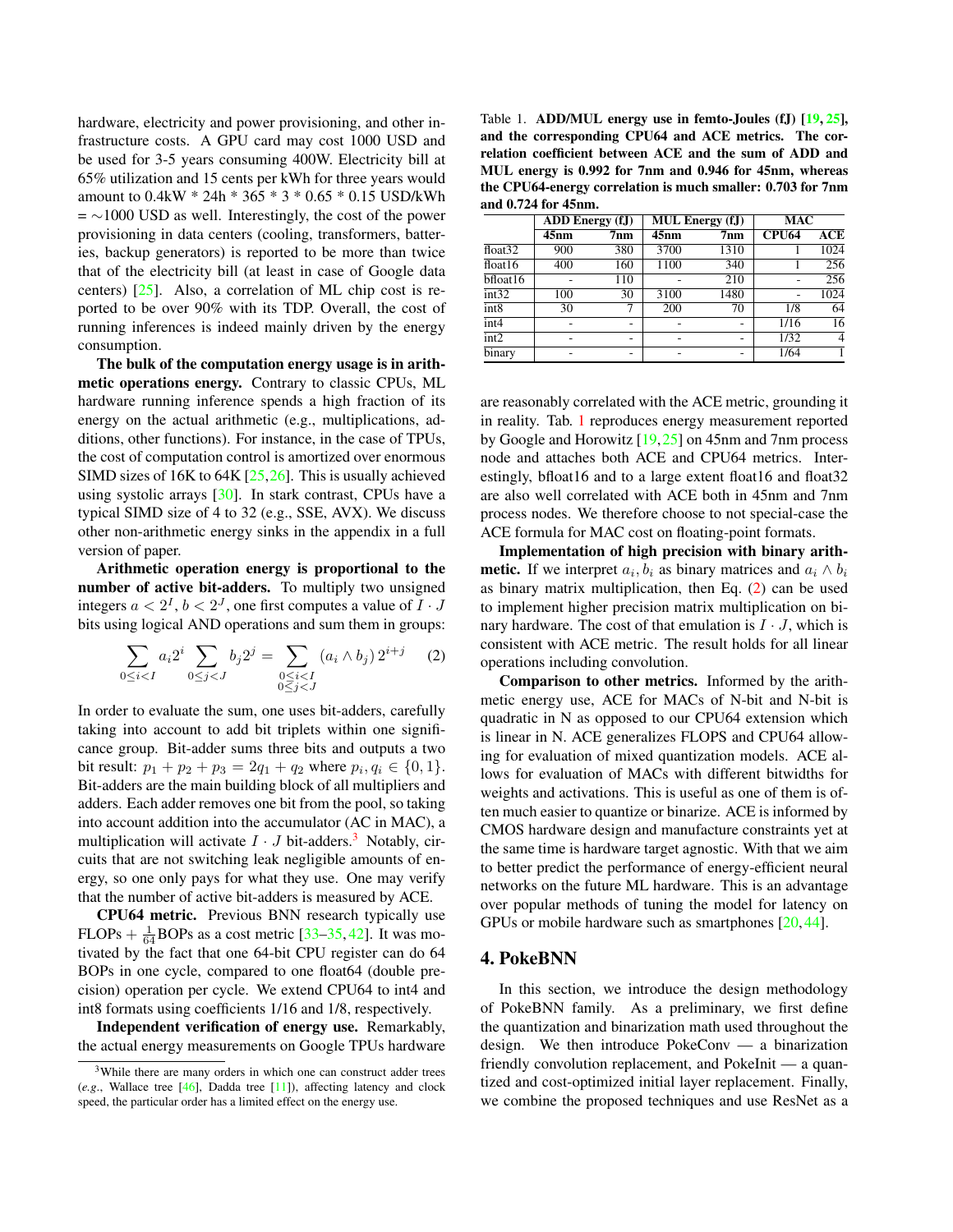hardware, electricity and power provisioning, and other infrastructure costs. A GPU card may cost 1000 USD and be used for 3-5 years consuming 400W. Electricity bill at 65% utilization and 15 cents per kWh for three years would amount to 0.4kW * 24h * 365 * 3 * 0.65 * 0.15 USD/kWh = ∼1000 USD as well. Interestingly, the cost of the power provisioning in data centers (cooling, transformers, batteries, backup generators) is reported to be more than twice that of the electricity bill (at least in case of Google data centers) [25]. Also, a correlation of ML chip cost is reported to be over 90% with its TDP. Overall, the cost of running inferences is indeed mainly driven by the energy consumption.

**The bulk of the computation energy usage is in arithmetic operations energy.** Contrary to classic CPUs, ML hardware running inference spends a high fraction of its energy on the actual arithmetic (e.g., multiplications, additions, other functions). For instance, in the case of TPUs, the cost of computation control is amortized over enormous SIMD sizes of 16K to 64K [25,26]. This is usually achieved using systolic arrays [30]. In stark contrast, CPUs have a typical SIMD size of 4 to 32 (e.g., SSE, AVX). We discuss other non-arithmetic energy sinks in the appendix in a full version of paper.

**Arithmetic operation energy is proportional to the number of active bit-adders.** To multiply two unsigned integers $a < 2^I, b < 2^J$, one first computes a value of $I \cdot J$ bits using logical AND operations and sum them in groups:

$$\sum_{0 \le i < I} a_i 2^i \sum_{0 \le j < J} b_j 2^j = \sum_{\substack{0 \le i < I \\ 0 \le j < J}} (a_i \wedge b_j)\, 2^{i+j} \quad (2)$$

In order to evaluate the sum, one uses bit-adders, carefully taking into account to add bit triplets within one significance group. Bit-adder sums three bits and outputs a two bit result: $p_1 + p_2 + p_3 = 2q_1 + q_2$ where $p_i, q_i \in \{0, 1\}$. Bit-adders are the main building block of all multipliers and adders. Each adder removes one bit from the pool, so taking into account addition into the accumulator (AC in MAC), a multiplication will activate $I \cdot J$ bit-adders.[3] Notably, circuits that are not switching leak negligible amounts of energy, so one only pays for what they use. One may verify that the number of active bit-adders is measured by ACE.

**CPU64 metric.** Previous BNN research typically use FLOPs + $\frac{1}{64}$BOPs as a cost metric [33–35,42]. It was motivated by the fact that one 64-bit CPU register can do 64 BOPs in one cycle, compared to one float64 (double precision) operation per cycle. We extend CPU64 to int4 and int8 formats using coefficients 1/16 and 1/8, respectively.

**Independent verification of energy use.** Remarkably, the actual energy measurements on Google TPUs hardware are reasonably correlated with the ACE metric, grounding it in reality. Tab. 1 reproduces energy measurement reported by Google and Horowitz [19,25] on 45nm and 7nm process node and attaches both ACE and CPU64 metrics. Interestingly, bfloat16 and to a large extent float16 and float32 are also well correlated with ACE both in 45nm and 7nm process nodes. We therefore choose to not special-case the ACE formula for MAC cost on floating-point formats.

Table 1. **ADD/MUL energy use in femto-Joules (fJ) [19, 25], and the corresponding CPU64 and ACE metrics. The correlation coefficient between ACE and the sum of ADD and MUL energy is 0.992 for 7nm and 0.946 for 45nm, whereas the CPU64-energy correlation is much smaller: 0.703 for 7nm and 0.724 for 45nm.**

| | ADD Energy (fJ) | | MUL Energy (fJ) | | MAC | |
|---|---|---|---|---|---|---|
| | 45nm | 7nm | 45nm | 7nm | CPU64 | ACE |
| float32 | 900 | 380 | 3700 | 1310 | 1 | 1024 |
| float16 | 400 | 160 | 1100 | 340 | 1 | 256 |
| bfloat16 | - | 110 | - | 210 | - | 256 |
| int32 | 100 | 30 | 3100 | 1480 | - | 1024 |
| int8 | 30 | 7 | 200 | 70 | 1/8 | 64 |
| int4 | - | - | - | - | 1/16 | 16 |
| int2 | - | - | - | - | 1/32 | 4 |
| binary | - | - | - | - | 1/64 | 1 |

**Implementation of high precision with binary arithmetic.** If we interpret $a_i, b_i$ as binary matrices and $a_i \wedge b_i$ as binary matrix multiplication, then Eq. (2) can be used to implement higher precision matrix multiplication on binary hardware. The cost of that emulation is $I \cdot J$, which is consistent with ACE metric. The result holds for all linear operations including convolution.

**Comparison to other metrics.** Informed by the arithmetic energy use, ACE for MACs of N-bit and N-bit is quadratic in N as opposed to our CPU64 extension which is linear in N. ACE generalizes FLOPS and CPU64 allowing for evaluation of mixed quantization models. ACE allows for evaluation of MACs with different bitwidths for weights and activations. This is useful as one of them is often much easier to quantize or binarize. ACE is informed by CMOS hardware design and manufacture constraints yet at the same time is hardware target agnostic. With that we aim to better predict the performance of energy-efficient neural networks on the future ML hardware. This is an advantage over popular methods of tuning the model for latency on GPUs or mobile hardware such as smartphones [20,44].

## 4. PokeBNN

In this section, we introduce the design methodology of PokeBNN family. As a preliminary, we first define the quantization and binarization math used throughout the design. We then introduce PokeConv — a binarization friendly convolution replacement, and PokeInit — a quantized and cost-optimized initial layer replacement. Finally, we combine the proposed techniques and use ResNet as a

[3] While there are many orders in which one can construct adder trees (*e.g.*, Wallace tree [46], Dadda tree [11]), affecting latency and clock speed, the particular order has a limited effect on the energy use.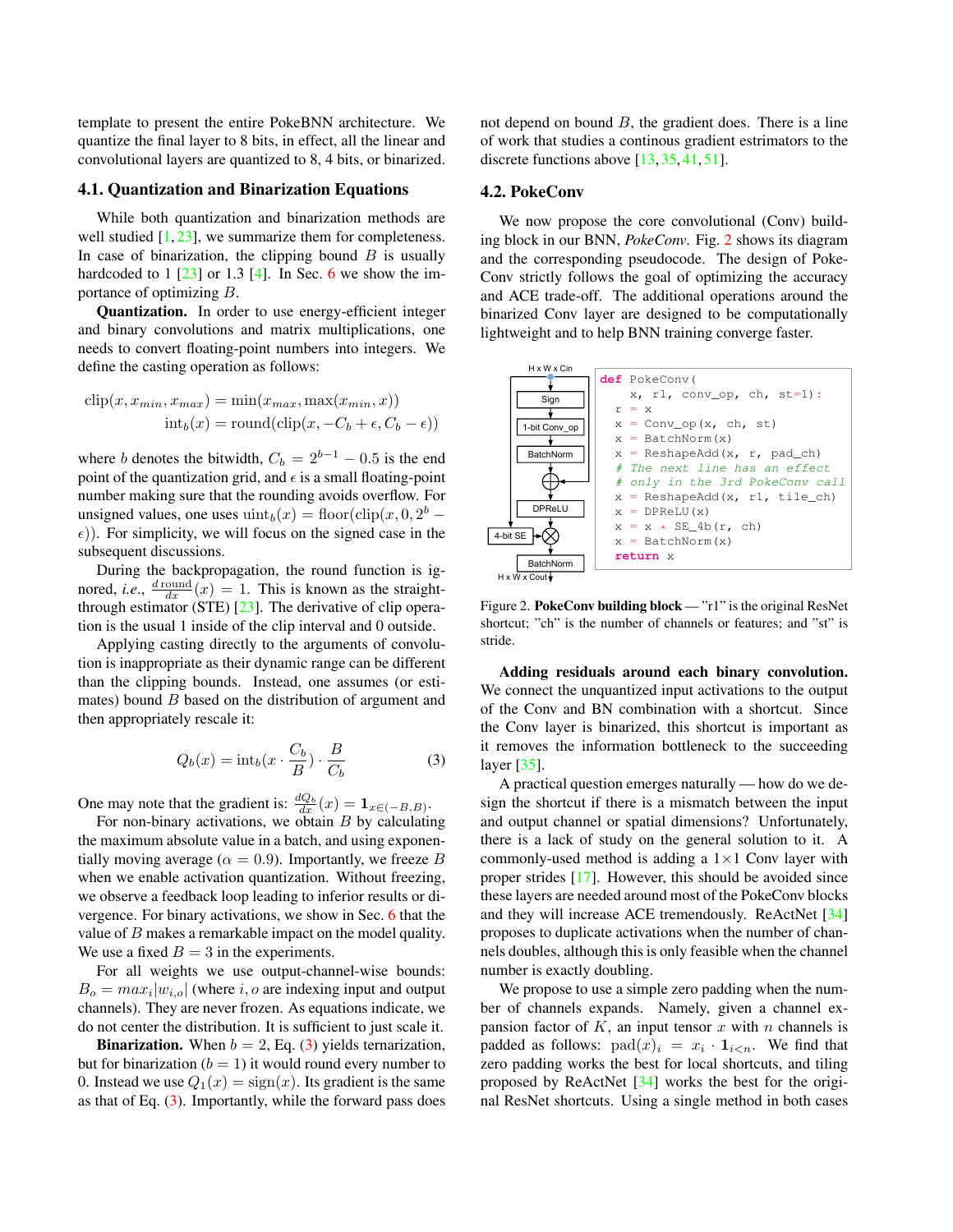template to present the entire PokeBNN architecture. We quantize the final layer to 8 bits, in effect, all the linear and convolutional layers are quantized to 8, 4 bits, or binarized.

### 4.1. Quantization and Binarization Equations

While both quantization and binarization methods are well studied [1, 23], we summarize them for completeness. In case of binarization, the clipping bound $B$ is usually hardcoded to 1 [23] or 1.3 [4]. In Sec. 6 we show the importance of optimizing $B$.

**Quantization.** In order to use energy-efficient integer and binary convolutions and matrix multiplications, one needs to convert floating-point numbers into integers. We define the casting operation as follows:

$$\text{clip}(x, x_{min}, x_{max}) = \min(x_{max}, \max(x_{min}, x))$$
$$\text{int}_b(x) = \text{round}(\text{clip}(x, -C_b + \epsilon, C_b - \epsilon))$$

where $b$ denotes the bitwidth, $C_b = 2^{b-1} - 0.5$ is the end point of the quantization grid, and $\epsilon$ is a small floating-point number making sure that the rounding avoids overflow. For unsigned values, one uses $\text{uint}_b(x) = \text{floor}(\text{clip}(x, 0, 2^b - \epsilon))$. For simplicity, we will focus on the signed case in the subsequent discussions.

During the backpropagation, the round function is ignored, *i.e.*, $\frac{d\,\text{round}}{dx}(x) = 1$. This is known as the straight-through estimator (STE) [23]. The derivative of clip operation is the usual 1 inside of the clip interval and 0 outside.

Applying casting directly to the arguments of convolution is inappropriate as their dynamic range can be different than the clipping bounds. Instead, one assumes (or estimates) bound $B$ based on the distribution of argument and then appropriately rescale it:

$$Q_b(x) = \text{int}_b(x \cdot \frac{C_b}{B}) \cdot \frac{B}{C_b} \tag{3}$$

One may note that the gradient is: $\frac{dQ_b}{dx}(x) = \mathbf{1}_{x \in (-B,B)}$.

For non-binary activations, we obtain $B$ by calculating the maximum absolute value in a batch, and using exponentially moving average ($\alpha = 0.9$). Importantly, we freeze $B$ when we enable activation quantization. Without freezing, we observe a feedback loop leading to inferior results or divergence. For binary activations, we show in Sec. 6 that the value of $B$ makes a remarkable impact on the model quality. We use a fixed $B = 3$ in the experiments.

For all weights we use output-channel-wise bounds: $B_o = max_i |w_{i,o}|$ (where $i, o$ are indexing input and output channels). They are never frozen. As equations indicate, we do not center the distribution. It is sufficient to just scale it.

**Binarization.** When $b = 2$, Eq. (3) yields ternarization, but for binarization ($b = 1$) it would round every number to 0. Instead we use $Q_1(x) = \text{sign}(x)$. Its gradient is the same as that of Eq. (3). Importantly, while the forward pass does not depend on bound $B$, the gradient does. There is a line of work that studies a continous gradient estrimators to the discrete functions above [13, 35, 41, 51].

### 4.2. PokeConv

We now propose the core convolutional (Conv) building block in our BNN, *PokeConv*. Fig. 2 shows its diagram and the corresponding pseudocode. The design of PokeConv strictly follows the goal of optimizing the accuracy and ACE trade-off. The additional operations around the binarized Conv layer are designed to be computationally lightweight and to help BNN training converge faster.

H x W x Cin → Sign → 1-bit Conv_op → BatchNorm → ⊕ → DPReLU → ⊗ (4-bit SE) → BatchNorm → H x W x Cout

```
def PokeConv(
    x, r1, conv_op, ch, st=1):
  r = x
  x = Conv_op(x, ch, st)
  x = BatchNorm(x)
  x = ReshapeAdd(x, r, pad_ch)
  # The next line has an effect
  # only in the 3rd PokeConv call
  x = ReshapeAdd(x, r1, tile_ch)
  x = DPReLU(x)
  x = x * SE_4b(r, ch)
  x = BatchNorm(x)
  return x
```

Figure 2. **PokeConv building block** — "r1" is the original ResNet shortcut; "ch" is the number of channels or features; and "st" is stride.

**Adding residuals around each binary convolution.** We connect the unquantized input activations to the output of the Conv and BN combination with a shortcut. Since the Conv layer is binarized, this shortcut is important as it removes the information bottleneck to the succeeding layer [35].

A practical question emerges naturally — how do we design the shortcut if there is a mismatch between the input and output channel or spatial dimensions? Unfortunately, there is a lack of study on the general solution to it. A commonly-used method is adding a 1×1 Conv layer with proper strides [17]. However, this should be avoided since these layers are needed around most of the PokeConv blocks and they will increase ACE tremendously. ReActNet [34] proposes to duplicate activations when the number of channels doubles, although this is only feasible when the channel number is exactly doubling.

We propose to use a simple zero padding when the number of channels expands. Namely, given a channel expansion factor of $K$, an input tensor $x$ with $n$ channels is padded as follows: $\text{pad}(x)_i = x_i \cdot \mathbf{1}_{i<n}$. We find that zero padding works the best for local shortcuts, and tiling proposed by ReActNet [34] works the best for the original ResNet shortcuts. Using a single method in both cases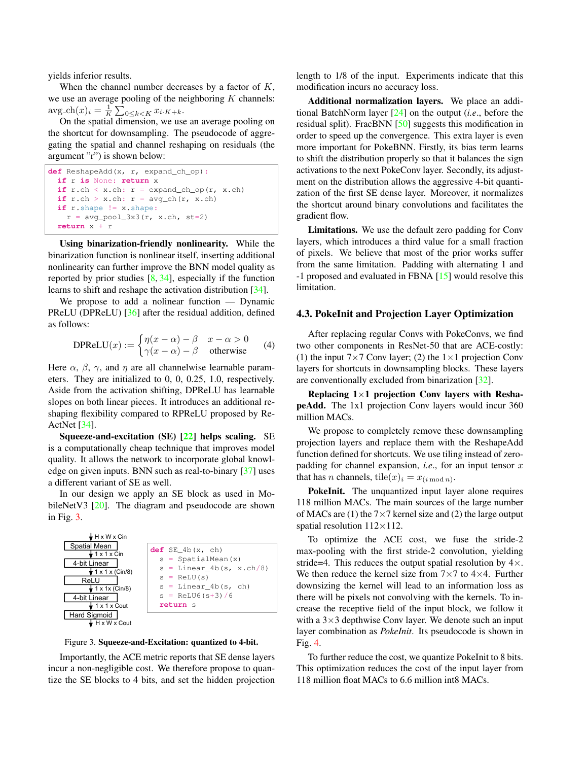yields inferior results.

When the channel number decreases by a factor of $K$, we use an average pooling of the neighboring $K$ channels: $\text{avg\_ch}(x)_i = \frac{1}{K}\sum_{0\leq k<K} x_{i\cdot K+k}$.

On the spatial dimension, we use an average pooling on the shortcut for downsampling. The pseudocode of aggregating the spatial and channel reshaping on residuals (the argument "r") is shown below:

```
def ReshapeAdd(x, r, expand_ch_op):
  if r is None: return x
  if r.ch < x.ch: r = expand_ch_op(r, x.ch)
  if r.ch > x.ch: r = avg_ch(r, x.ch)
  if r.shape != x.shape:
    r = avg_pool_3x3(r, x.ch, st=2)
  return x + r
```

**Using binarization-friendly nonlinearity.** While the binarization function is nonlinear itself, inserting additional nonlinearity can further improve the BNN model quality as reported by prior studies [8, 34], especially if the function learns to shift and reshape the activation distribution [34].

We propose to add a nonlinear function — Dynamic PReLU (DPReLU) [36] after the residual addition, defined as follows:

$$\text{DPReLU}(x) := \begin{cases} \eta(x-\alpha)-\beta & x-\alpha>0 \\ \gamma(x-\alpha)-\beta & \text{otherwise} \end{cases} \tag{4}$$

Here $\alpha$, $\beta$, $\gamma$, and $\eta$ are all channelwise learnable parameters. They are initialized to 0, 0, 0.25, 1.0, respectively. Aside from the activation shifting, DPReLU has learnable slopes on both linear pieces. It introduces an additional reshaping flexibility compared to RPReLU proposed by ReActNet [34].

**Squeeze-and-excitation (SE) [22] helps scaling.** SE is a computationally cheap technique that improves model quality. It allows the network to incorporate global knowledge on given inputs. BNN such as real-to-binary [37] uses a different variant of SE as well.

In our design we apply an SE block as used in MobileNetV3 [20]. The diagram and pseudocode are shown in Fig. 3.

H x W x Cin → Spatial Mean → 1 x 1 x Cin → 4-bit Linear → 1 x 1 x (Cin/8) → ReLU → 1 x 1x (Cin/8) → 4-bit Linear → 1 x 1 x Cout → Hard Sigmoid → H x W x Cout

```
def SE_4b(x, ch)
  s = SpatialMean(x)
  s = Linear_4b(s, x.ch/8)
  s = ReLU(s)
  s = Linear_4b(s, ch)
  s = ReLU6(s+3)/6
  return s
```

Figure 3. **Squeeze-and-Excitation: quantized to 4-bit.**

Importantly, the ACE metric reports that SE dense layers incur a non-negligible cost. We therefore propose to quantize the SE blocks to 4 bits, and set the hidden projection length to 1/8 of the input. Experiments indicate that this modification incurs no accuracy loss.

**Additional normalization layers.** We place an additional BatchNorm layer [24] on the output (*i.e.*, before the residual split). FracBNN [50] suggests this modification in order to speed up the convergence. This extra layer is even more important for PokeBNN. Firstly, its bias term learns to shift the distribution properly so that it balances the sign activations to the next PokeConv layer. Secondly, its adjustment on the distribution allows the aggressive 4-bit quantization of the first SE dense layer. Moreover, it normalizes the shortcut around binary convolutions and facilitates the gradient flow.

**Limitations.** We use the default zero padding for Conv layers, which introduces a third value for a small fraction of pixels. We believe that most of the prior works suffer from the same limitation. Padding with alternating 1 and -1 proposed and evaluated in FBNA [15] would resolve this limitation.

### 4.3. PokeInit and Projection Layer Optimization

After replacing regular Convs with PokeConvs, we find two other components in ResNet-50 that are ACE-costly: (1) the input 7×7 Conv layer; (2) the 1×1 projection Conv layers for shortcuts in downsampling blocks. These layers are conventionally excluded from binarization [32].

**Replacing 1×1 projection Conv layers with ReshapeAdd.** The 1x1 projection Conv layers would incur 360 million MACs.

We propose to completely remove these downsampling projection layers and replace them with the ReshapeAdd function defined for shortcuts. We use tiling instead of zero-padding for channel expansion, *i.e.*, for an input tensor $x$ that has $n$ channels, $\text{tile}(x)_i = x_{(i \bmod n)}$.

**PokeInit.** The unquantized input layer alone requires 118 million MACs. The main sources of the large number of MACs are (1) the 7×7 kernel size and (2) the large output spatial resolution 112×112.

To optimize the ACE cost, we fuse the stride-2 max-pooling with the first stride-2 convolution, yielding stride=4. This reduces the output spatial resolution by 4×. We then reduce the kernel size from 7×7 to 4×4. Further downsizing the kernel will lead to an information loss as there will be pixels not convolving with the kernels. To increase the receptive field of the input block, we follow it with a 3×3 depthwise Conv layer. We denote such an input layer combination as *PokeInit*. Its pseudocode is shown in Fig. 4.

To further reduce the cost, we quantize PokeInit to 8 bits. This optimization reduces the cost of the input layer from 118 million float MACs to 6.6 million int8 MACs.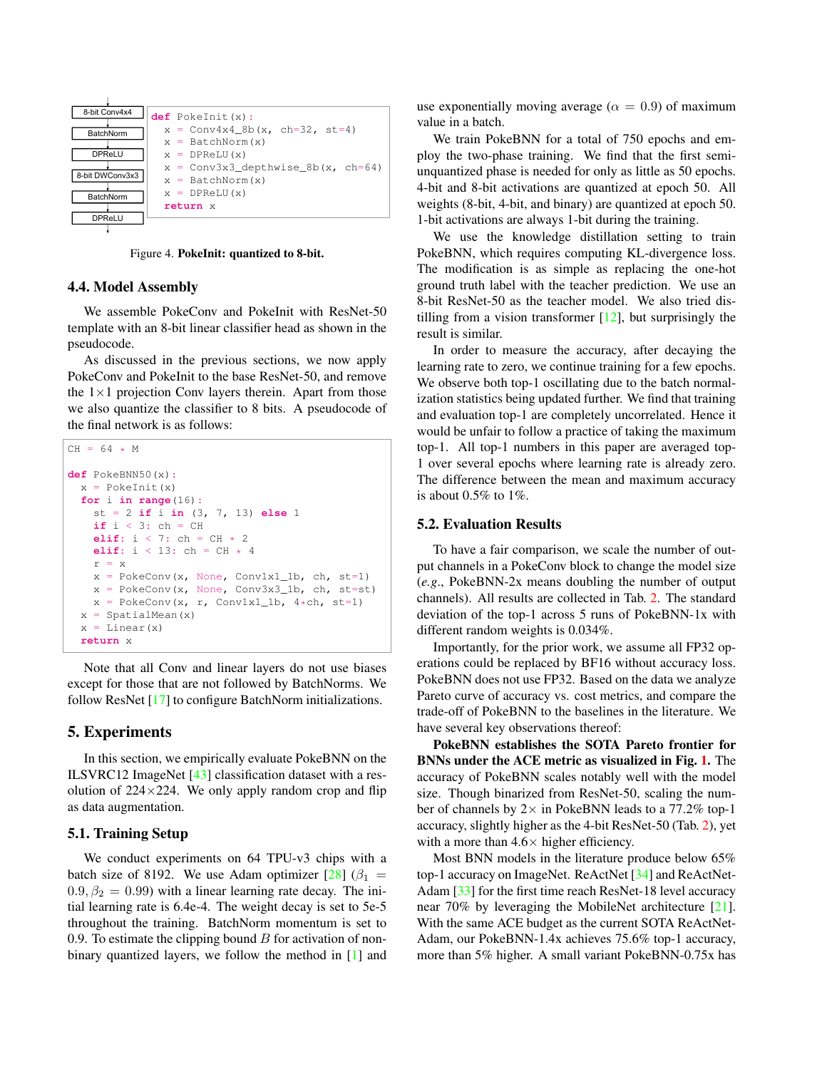```
8-bit Conv4x4
BatchNorm
DPReLU
8-bit DWConv3x3
BatchNorm
DPReLU
```

```
def PokeInit(x):
  x = Conv4x4_8b(x, ch=32, st=4)
  x = BatchNorm(x)
  x = DPReLU(x)
  x = Conv3x3_depthwise_8b(x, ch=64)
  x = BatchNorm(x)
  x = DPReLU(x)
  return x
```

Figure 4. **PokeInit: quantized to 8-bit.**

### 4.4. Model Assembly

We assemble PokeConv and PokeInit with ResNet-50 template with an 8-bit linear classifier head as shown in the pseudocode.

As discussed in the previous sections, we now apply PokeConv and PokeInit to the base ResNet-50, and remove the $1\times1$ projection Conv layers therein. Apart from those we also quantize the classifier to 8 bits. A pseudocode of the final network is as follows:

```
CH = 64 * M

def PokeBNN50(x):
  x = PokeInit(x)
  for i in range(16):
    st = 2 if i in (3, 7, 13) else 1
    if i < 3: ch = CH
    elif: i < 7: ch = CH * 2
    elif: i < 13: ch = CH * 4
    r = x
    x = PokeConv(x, None, Conv1x1_1b, ch, st=1)
    x = PokeConv(x, None, Conv3x3_1b, ch, st=st)
    x = PokeConv(x, r, Conv1x1_1b, 4*ch, st=1)
  x = SpatialMean(x)
  x = Linear(x)
  return x
```

Note that all Conv and linear layers do not use biases except for those that are not followed by BatchNorms. We follow ResNet [17] to configure BatchNorm initializations.

## 5. Experiments

In this section, we empirically evaluate PokeBNN on the ILSVRC12 ImageNet [43] classification dataset with a resolution of $224\times224$. We only apply random crop and flip as data augmentation.

### 5.1. Training Setup

We conduct experiments on 64 TPU-v3 chips with a batch size of 8192. We use Adam optimizer [28] ($\beta_1 = 0.9, \beta_2 = 0.99$) with a linear learning rate decay. The initial learning rate is 6.4e-4. The weight decay is set to 5e-5 throughout the training. BatchNorm momentum is set to 0.9. To estimate the clipping bound $B$ for activation of non-binary quantized layers, we follow the method in [1] and use exponentially moving average ($\alpha = 0.9$) of maximum value in a batch.

We train PokeBNN for a total of 750 epochs and employ the two-phase training. We find that the first semi-unquantized phase is needed for only as little as 50 epochs. 4-bit and 8-bit activations are quantized at epoch 50. All weights (8-bit, 4-bit, and binary) are quantized at epoch 50. 1-bit activations are always 1-bit during the training.

We use the knowledge distillation setting to train PokeBNN, which requires computing KL-divergence loss. The modification is as simple as replacing the one-hot ground truth label with the teacher prediction. We use an 8-bit ResNet-50 as the teacher model. We also tried distilling from a vision transformer [12], but surprisingly the result is similar.

In order to measure the accuracy, after decaying the learning rate to zero, we continue training for a few epochs. We observe both top-1 oscillating due to the batch normalization statistics being updated further. We find that training and evaluation top-1 are completely uncorrelated. Hence it would be unfair to follow a practice of taking the maximum top-1. All top-1 numbers in this paper are averaged top-1 over several epochs where learning rate is already zero. The difference between the mean and maximum accuracy is about 0.5% to 1%.

### 5.2. Evaluation Results

To have a fair comparison, we scale the number of output channels in a PokeConv block to change the model size (*e.g.*, PokeBNN-2x means doubling the number of output channels). All results are collected in Tab. 2. The standard deviation of the top-1 across 5 runs of PokeBNN-1x with different random weights is 0.034%.

Importantly, for the prior work, we assume all FP32 operations could be replaced by BF16 without accuracy loss. PokeBNN does not use FP32. Based on the data we analyze Pareto curve of accuracy vs. cost metrics, and compare the trade-off of PokeBNN to the baselines in the literature. We have several key observations thereof:

**PokeBNN establishes the SOTA Pareto frontier for BNNs under the ACE metric as visualized in Fig. 1.** The accuracy of PokeBNN scales notably well with the model size. Though binarized from ResNet-50, scaling the number of channels by $2\times$ in PokeBNN leads to a 77.2% top-1 accuracy, slightly higher as the 4-bit ResNet-50 (Tab. 2), yet with a more than $4.6\times$ higher efficiency.

Most BNN models in the literature produce below 65% top-1 accuracy on ImageNet. ReActNet [34] and ReActNet-Adam [33] for the first time reach ResNet-18 level accuracy near 70% by leveraging the MobileNet architecture [21]. With the same ACE budget as the current SOTA ReActNet-Adam, our PokeBNN-1.4x achieves 75.6% top-1 accuracy, more than 5% higher. A small variant PokeBNN-0.75x has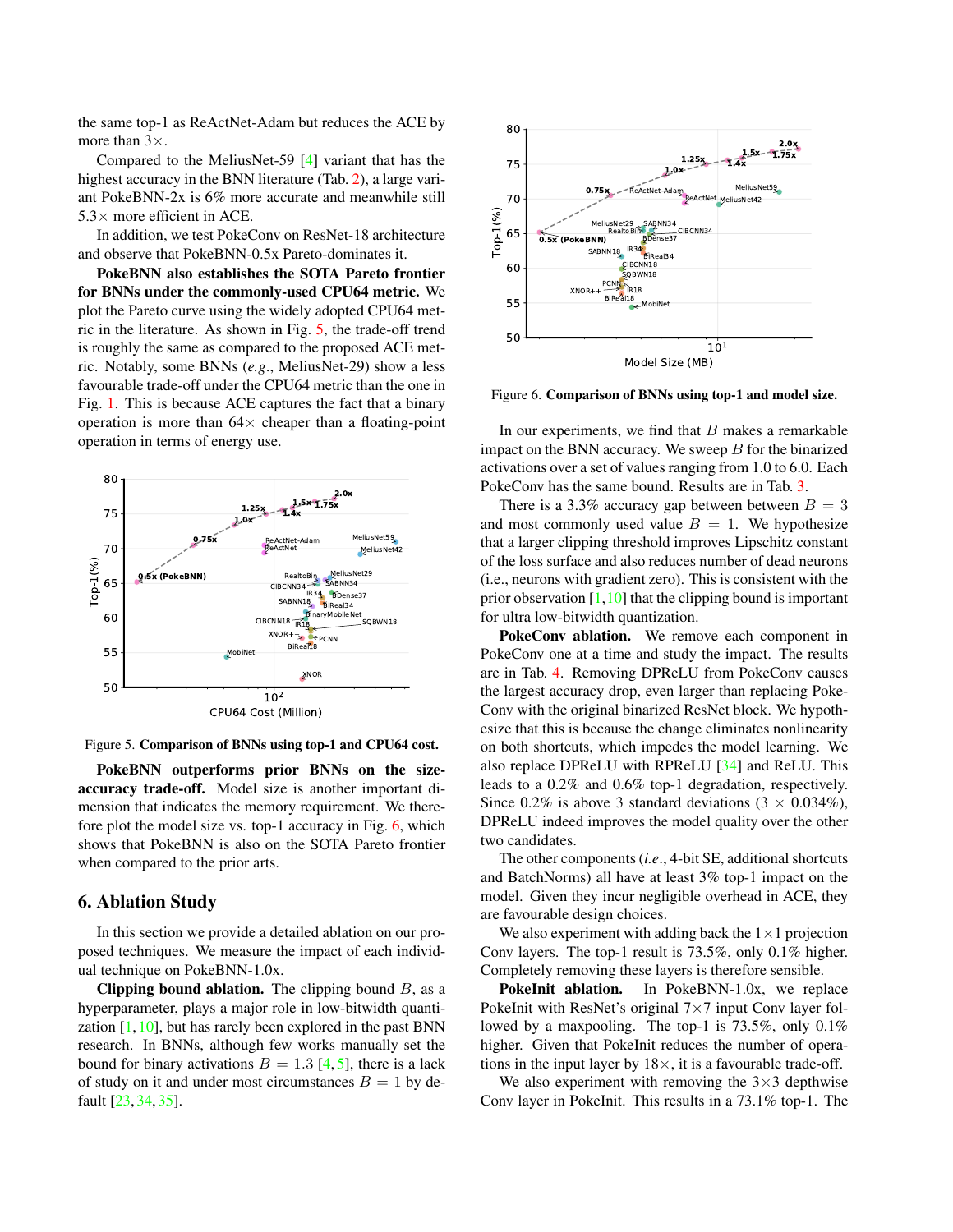the same top-1 as ReActNet-Adam but reduces the ACE by more than 3×.

Compared to the MeliusNet-59 [4] variant that has the highest accuracy in the BNN literature (Tab. 2), a large variant PokeBNN-2x is 6% more accurate and meanwhile still 5.3× more efficient in ACE.

In addition, we test PokeConv on ResNet-18 architecture and observe that PokeBNN-0.5x Pareto-dominates it.

**PokeBNN also establishes the SOTA Pareto frontier for BNNs under the commonly-used CPU64 metric.** We plot the Pareto curve using the widely adopted CPU64 metric in the literature. As shown in Fig. 5, the trade-off trend is roughly the same as compared to the proposed ACE metric. Notably, some BNNs (*e.g.*, MeliusNet-29) show a less favourable trade-off under the CPU64 metric than the one in Fig. 1. This is because ACE captures the fact that a binary operation is more than 64× cheaper than a floating-point operation in terms of energy use.

Figure 5. **Comparison of BNNs using top-1 and CPU64 cost.**

**PokeBNN outperforms prior BNNs on the size-accuracy trade-off.** Model size is another important dimension that indicates the memory requirement. We therefore plot the model size vs. top-1 accuracy in Fig. 6, which shows that PokeBNN is also on the SOTA Pareto frontier when compared to the prior arts.

Figure 6. **Comparison of BNNs using top-1 and model size.**

## 6. Ablation Study

In this section we provide a detailed ablation on our proposed techniques. We measure the impact of each individual technique on PokeBNN-1.0x.

**Clipping bound ablation.** The clipping bound $B$, as a hyperparameter, plays a major role in low-bitwidth quantization [1, 10], but has rarely been explored in the past BNN research. In BNNs, although few works manually set the bound for binary activations $B = 1.3$ [4, 5], there is a lack of study on it and under most circumstances $B = 1$ by default [23, 34, 35].

In our experiments, we find that $B$ makes a remarkable impact on the BNN accuracy. We sweep $B$ for the binarized activations over a set of values ranging from 1.0 to 6.0. Each PokeConv has the same bound. Results are in Tab. 3.

There is a 3.3% accuracy gap between between $B = 3$ and most commonly used value $B = 1$. We hypothesize that a larger clipping threshold improves Lipschitz constant of the loss surface and also reduces number of dead neurons (i.e., neurons with gradient zero). This is consistent with the prior observation [1, 10] that the clipping bound is important for ultra low-bitwidth quantization.

**PokeConv ablation.** We remove each component in PokeConv one at a time and study the impact. The results are in Tab. 4. Removing DPReLU from PokeConv causes the largest accuracy drop, even larger than replacing PokeConv with the original binarized ResNet block. We hypothesize that this is because the change eliminates nonlinearity on both shortcuts, which impedes the model learning. We also replace DPReLU with RPReLU [34] and ReLU. This leads to a 0.2% and 0.6% top-1 degradation, respectively. Since 0.2% is above 3 standard deviations (3 × 0.034%), DPReLU indeed improves the model quality over the other two candidates.

The other components (*i.e.*, 4-bit SE, additional shortcuts and BatchNorms) all have at least 3% top-1 impact on the model. Given they incur negligible overhead in ACE, they are favourable design choices.

We also experiment with adding back the 1×1 projection Conv layers. The top-1 result is 73.5%, only 0.1% higher. Completely removing these layers is therefore sensible.

**PokeInit ablation.** In PokeBNN-1.0x, we replace PokeInit with ResNet's original 7×7 input Conv layer followed by a maxpooling. The top-1 is 73.5%, only 0.1% higher. Given that PokeInit reduces the number of operations in the input layer by 18×, it is a favourable trade-off.

We also experiment with removing the 3×3 depthwise Conv layer in PokeInit. This results in a 73.1% top-1. The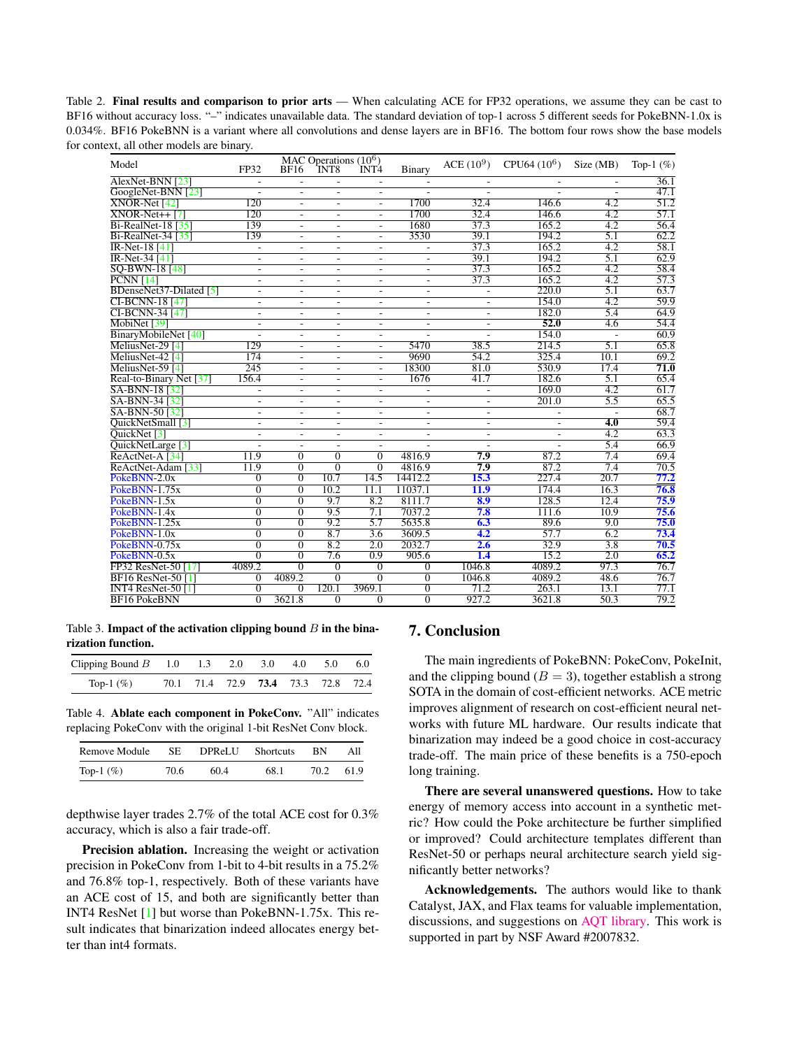Table 2. **Final results and comparison to prior arts** — When calculating ACE for FP32 operations, we assume they can be cast to BF16 without accuracy loss. "–" indicates unavailable data. The standard deviation of top-1 across 5 different seeds for PokeBNN-1.0x is 0.034%. BF16 PokeBNN is a variant where all convolutions and dense layers are in BF16. The bottom four rows show the base models for context, all other models are binary.

| Model | MAC Operations ($10^6$) FP32 | BF16 | INT8 | INT4 | Binary | ACE ($10^9$) | CPU64 ($10^6$) | Size (MB) | Top-1 (%) |
|---|---|---|---|---|---|---|---|---|---|
| AlexNet-BNN [23] | - | - | - | - | - | - | - | - | 36.1 |
| GoogleNet-BNN [23] | - | - | - | - | - | - | - | - | 47.1 |
| XNOR-Net [42] | 120 | - | - | - | 1700 | 32.4 | 146.6 | 4.2 | 51.2 |
| XNOR-Net++ [7] | 120 | - | - | - | 1700 | 32.4 | 146.6 | 4.2 | 57.1 |
| Bi-RealNet-18 [35] | 139 | - | - | - | 1680 | 37.3 | 165.2 | 4.2 | 56.4 |
| Bi-RealNet-34 [35] | 139 | - | - | - | 3530 | 39.1 | 194.2 | 5.1 | 62.2 |
| IR-Net-18 [41] | - | - | - | - | - | 37.3 | 165.2 | 4.2 | 58.1 |
| IR-Net-34 [41] | - | - | - | - | - | 39.1 | 194.2 | 5.1 | 62.9 |
| SQ-BWN-18 [48] | - | - | - | - | - | 37.3 | 165.2 | 4.2 | 58.4 |
| PCNN [14] | - | - | - | - | - | 37.3 | 165.2 | 4.2 | 57.3 |
| BDenseNet37-Dilated [5] | - | - | - | - | - | - | 220.0 | 5.1 | 63.7 |
| CI-BCNN-18 [47] | - | - | - | - | - | - | 154.0 | 4.2 | 59.9 |
| CI-BCNN-34 [47] | - | - | - | - | - | - | 182.0 | 5.4 | 64.9 |
| MobiNet [39] | - | - | - | - | - | - | **52.0** | 4.6 | 54.4 |
| BinaryMobileNet [40] | - | - | - | - | - | - | 154.0 | - | 60.9 |
| MeliusNet-29 [4] | 129 | - | - | - | 5470 | 38.5 | 214.5 | 5.1 | 65.8 |
| MeliusNet-42 [4] | 174 | - | - | - | 9690 | 54.2 | 325.4 | 10.1 | 69.2 |
| MeliusNet-59 [4] | 245 | - | - | - | 18300 | 81.0 | 530.9 | 17.4 | **71.0** |
| Real-to-Binary Net [37] | 156.4 | - | - | - | 1676 | 41.7 | 182.6 | 5.1 | 65.4 |
| SA-BNN-18 [32] | - | - | - | - | - | - | 169.0 | 4.2 | 61.7 |
| SA-BNN-34 [32] | - | - | - | - | - | - | 201.0 | 5.5 | 65.5 |
| SA-BNN-50 [32] | - | - | - | - | - | - | - | - | 68.7 |
| QuickNetSmall [3] | - | - | - | - | - | - | - | **4.0** | 59.4 |
| QuickNet [3] | - | - | - | - | - | - | - | 4.2 | 63.3 |
| QuickNetLarge [3] | - | - | - | - | - | - | - | 5.4 | 66.9 |
| ReActNet-A [34] | 11.9 | 0 | 0 | 0 | 4816.9 | **7.9** | 87.2 | 7.4 | 69.4 |
| ReActNet-Adam [33] | 11.9 | 0 | 0 | 0 | 4816.9 | **7.9** | 87.2 | 7.4 | 70.5 |
| PokeBNN-2.0x | 0 | 0 | 10.7 | 14.5 | 14412.2 | **15.3** | 227.4 | 20.7 | **77.2** |
| PokeBNN-1.75x | 0 | 0 | 10.2 | 11.1 | 11037.1 | **11.9** | 174.4 | 16.3 | **76.8** |
| PokeBNN-1.5x | 0 | 0 | 9.7 | 8.2 | 8111.7 | **8.9** | 128.5 | 12.4 | **75.9** |
| PokeBNN-1.4x | 0 | 0 | 9.5 | 7.1 | 7037.2 | **7.8** | 111.6 | 10.9 | **75.6** |
| PokeBNN-1.25x | 0 | 0 | 9.2 | 5.7 | 5635.8 | **6.3** | 89.6 | 9.0 | **75.0** |
| PokeBNN-1.0x | 0 | 0 | 8.7 | 3.6 | 3609.5 | **4.2** | 57.7 | 6.2 | **73.4** |
| PokeBNN-0.75x | 0 | 0 | 8.2 | 2.0 | 2032.7 | **2.6** | 32.9 | 3.8 | **70.5** |
| PokeBNN-0.5x | 0 | 0 | 7.6 | 0.9 | 905.6 | **1.4** | 15.2 | 2.0 | **65.2** |
| FP32 ResNet-50 [17] | 4089.2 | 0 | 0 | 0 | 0 | 1046.8 | 4089.2 | 97.3 | 76.7 |
| BF16 ResNet-50 [1] | 0 | 4089.2 | 0 | 0 | 0 | 1046.8 | 4089.2 | 48.6 | 76.7 |
| INT4 ResNet-50 [1] | 0 | 0 | 120.1 | 3969.1 | 0 | 71.2 | 263.1 | 13.1 | 77.1 |
| BF16 PokeBNN | 0 | 3621.8 | 0 | 0 | 0 | 927.2 | 3621.8 | 50.3 | 79.2 |

Table 3. **Impact of the activation clipping bound $B$ in the binarization function.**

| Clipping Bound $B$ | 1.0 | 1.3 | 2.0 | 3.0 | 4.0 | 5.0 | 6.0 |
|---|---|---|---|---|---|---|---|
| Top-1 (%) | 70.1 | 71.4 | 72.9 | **73.4** | 73.3 | 72.8 | 72.4 |

Table 4. **Ablate each component in PokeConv.** "All" indicates replacing PokeConv with the original 1-bit ResNet Conv block.

| Remove Module | SE | DPReLU | Shortcuts | BN | All |
|---|---|---|---|---|---|
| Top-1 (%) | 70.6 | 60.4 | 68.1 | 70.2 | 61.9 |

depthwise layer trades 2.7% of the total ACE cost for 0.3% accuracy, which is also a fair trade-off.

**Precision ablation.** Increasing the weight or activation precision in PokeConv from 1-bit to 4-bit results in a 75.2% and 76.8% top-1, respectively. Both of these variants have an ACE cost of 15, and both are significantly better than INT4 ResNet [1] but worse than PokeBNN-1.75x. This result indicates that binarization indeed allocates energy better than int4 formats.

## 7. Conclusion

The main ingredients of PokeBNN: PokeConv, PokeInit, and the clipping bound ($B = 3$), together establish a strong SOTA in the domain of cost-efficient networks. ACE metric improves alignment of research on cost-efficient neural networks with future ML hardware. Our results indicate that binarization may indeed be a good choice in cost-accuracy trade-off. The main price of these benefits is a 750-epoch long training.

**There are several unanswered questions.** How to take energy of memory access into account in a synthetic metric? How could the Poke architecture be further simplified or improved? Could architecture templates different than ResNet-50 or perhaps neural architecture search yield significantly better networks?

**Acknowledgements.** The authors would like to thank Catalyst, JAX, and Flax teams for valuable implementation, discussions, and suggestions on AQT library. This work is supported in part by NSF Award #2007832.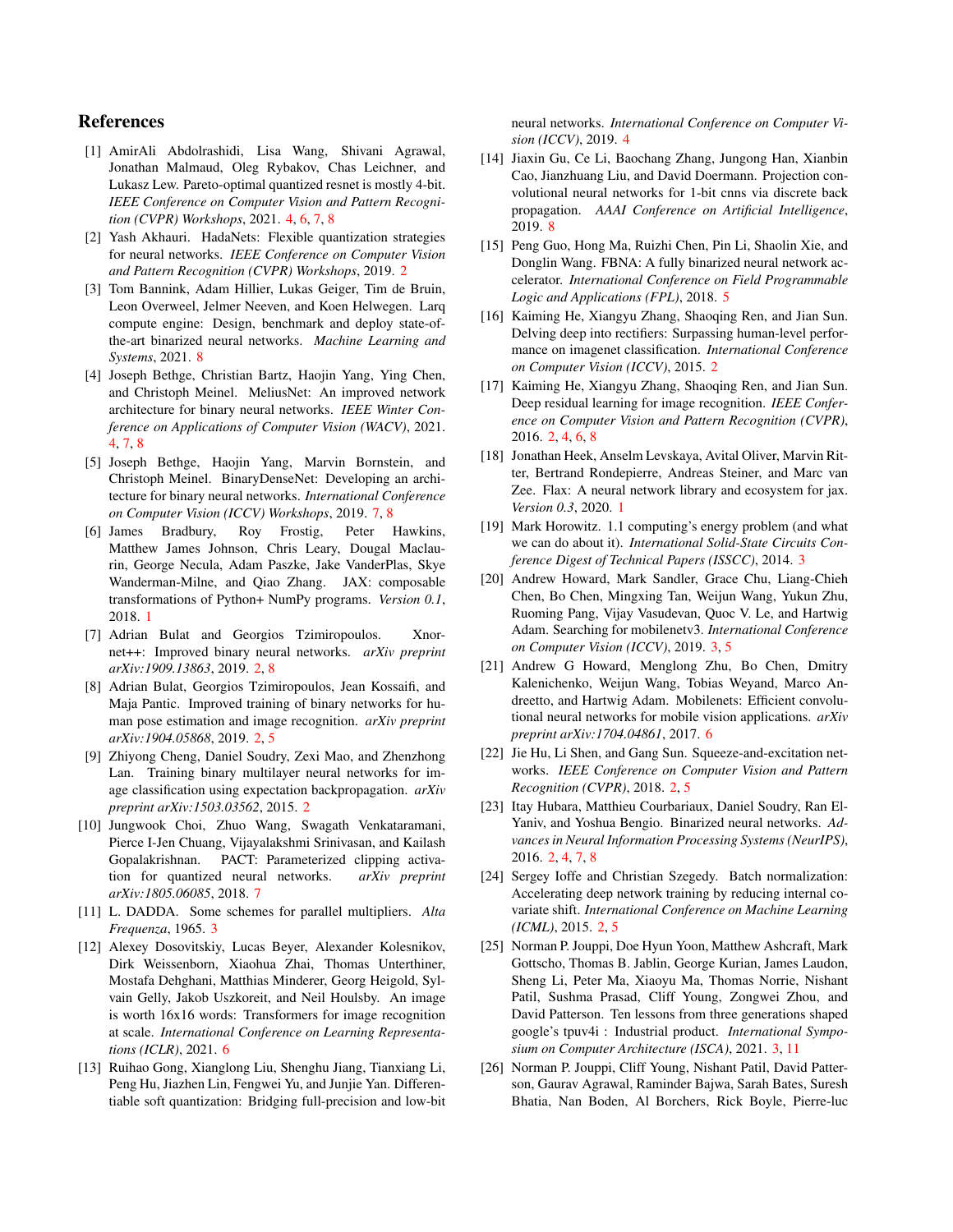## References

[1] AmirAli Abdolrashidi, Lisa Wang, Shivani Agrawal, Jonathan Malmaud, Oleg Rybakov, Chas Leichner, and Lukasz Lew. Pareto-optimal quantized resnet is mostly 4-bit. *IEEE Conference on Computer Vision and Pattern Recognition (CVPR) Workshops*, 2021. 4, 6, 7, 8

[2] Yash Akhauri. HadaNets: Flexible quantization strategies for neural networks. *IEEE Conference on Computer Vision and Pattern Recognition (CVPR) Workshops*, 2019. 2

[3] Tom Bannink, Adam Hillier, Lukas Geiger, Tim de Bruin, Leon Overweel, Jelmer Neeven, and Koen Helwegen. Larq compute engine: Design, benchmark and deploy state-of-the-art binarized neural networks. *Machine Learning and Systems*, 2021. 8

[4] Joseph Bethge, Christian Bartz, Haojin Yang, Ying Chen, and Christoph Meinel. MeliusNet: An improved network architecture for binary neural networks. *IEEE Winter Conference on Applications of Computer Vision (WACV)*, 2021. 4, 7, 8

[5] Joseph Bethge, Haojin Yang, Marvin Bornstein, and Christoph Meinel. BinaryDenseNet: Developing an architecture for binary neural networks. *International Conference on Computer Vision (ICCV) Workshops*, 2019. 7, 8

[6] James Bradbury, Roy Frostig, Peter Hawkins, Matthew James Johnson, Chris Leary, Dougal Maclaurin, George Necula, Adam Paszke, Jake VanderPlas, Skye Wanderman-Milne, and Qiao Zhang. JAX: composable transformations of Python+ NumPy programs. *Version 0.1*, 2018. 1

[7] Adrian Bulat and Georgios Tzimiropoulos. Xnor-net++: Improved binary neural networks. *arXiv preprint arXiv:1909.13863*, 2019. 2, 8

[8] Adrian Bulat, Georgios Tzimiropoulos, Jean Kossaifi, and Maja Pantic. Improved training of binary networks for human pose estimation and image recognition. *arXiv preprint arXiv:1904.05868*, 2019. 2, 5

[9] Zhiyong Cheng, Daniel Soudry, Zexi Mao, and Zhenzhong Lan. Training binary multilayer neural networks for image classification using expectation backpropagation. *arXiv preprint arXiv:1503.03562*, 2015. 2

[10] Jungwook Choi, Zhuo Wang, Swagath Venkataramani, Pierce I-Jen Chuang, Vijayalakshmi Srinivasan, and Kailash Gopalakrishnan. PACT: Parameterized clipping activation for quantized neural networks. *arXiv preprint arXiv:1805.06085*, 2018. 7

[11] L. DADDA. Some schemes for parallel multipliers. *Alta Frequenza*, 1965. 3

[12] Alexey Dosovitskiy, Lucas Beyer, Alexander Kolesnikov, Dirk Weissenborn, Xiaohua Zhai, Thomas Unterthiner, Mostafa Dehghani, Matthias Minderer, Georg Heigold, Sylvain Gelly, Jakob Uszkoreit, and Neil Houlsby. An image is worth 16x16 words: Transformers for image recognition at scale. *International Conference on Learning Representations (ICLR)*, 2021. 6

[13] Ruihao Gong, Xianglong Liu, Shenghu Jiang, Tianxiang Li, Peng Hu, Jiazhen Lin, Fengwei Yu, and Junjie Yan. Differentiable soft quantization: Bridging full-precision and low-bit neural networks. *International Conference on Computer Vision (ICCV)*, 2019. 4

[14] Jiaxin Gu, Ce Li, Baochang Zhang, Jungong Han, Xianbin Cao, Jianzhuang Liu, and David Doermann. Projection convolutional neural networks for 1-bit cnns via discrete back propagation. *AAAI Conference on Artificial Intelligence*, 2019. 8

[15] Peng Guo, Hong Ma, Ruizhi Chen, Pin Li, Shaolin Xie, and Donglin Wang. FBNA: A fully binarized neural network accelerator. *International Conference on Field Programmable Logic and Applications (FPL)*, 2018. 5

[16] Kaiming He, Xiangyu Zhang, Shaoqing Ren, and Jian Sun. Delving deep into rectifiers: Surpassing human-level performance on imagenet classification. *International Conference on Computer Vision (ICCV)*, 2015. 2

[17] Kaiming He, Xiangyu Zhang, Shaoqing Ren, and Jian Sun. Deep residual learning for image recognition. *IEEE Conference on Computer Vision and Pattern Recognition (CVPR)*, 2016. 2, 4, 6, 8

[18] Jonathan Heek, Anselm Levskaya, Avital Oliver, Marvin Ritter, Bertrand Rondepierre, Andreas Steiner, and Marc van Zee. Flax: A neural network library and ecosystem for jax. *Version 0.3*, 2020. 1

[19] Mark Horowitz. 1.1 computing's energy problem (and what we can do about it). *International Solid-State Circuits Conference Digest of Technical Papers (ISSCC)*, 2014. 3

[20] Andrew Howard, Mark Sandler, Grace Chu, Liang-Chieh Chen, Bo Chen, Mingxing Tan, Weijun Wang, Yukun Zhu, Ruoming Pang, Vijay Vasudevan, Quoc V. Le, and Hartwig Adam. Searching for mobilenetv3. *International Conference on Computer Vision (ICCV)*, 2019. 3, 5

[21] Andrew G Howard, Menglong Zhu, Bo Chen, Dmitry Kalenichenko, Weijun Wang, Tobias Weyand, Marco Andreetto, and Hartwig Adam. Mobilenets: Efficient convolutional neural networks for mobile vision applications. *arXiv preprint arXiv:1704.04861*, 2017. 6

[22] Jie Hu, Li Shen, and Gang Sun. Squeeze-and-excitation networks. *IEEE Conference on Computer Vision and Pattern Recognition (CVPR)*, 2018. 2, 5

[23] Itay Hubara, Matthieu Courbariaux, Daniel Soudry, Ran El-Yaniv, and Yoshua Bengio. Binarized neural networks. *Advances in Neural Information Processing Systems (NeurIPS)*, 2016. 2, 4, 7, 8

[24] Sergey Ioffe and Christian Szegedy. Batch normalization: Accelerating deep network training by reducing internal covariate shift. *International Conference on Machine Learning (ICML)*, 2015. 2, 5

[25] Norman P. Jouppi, Doe Hyun Yoon, Matthew Ashcraft, Mark Gottscho, Thomas B. Jablin, George Kurian, James Laudon, Sheng Li, Peter Ma, Xiaoyu Ma, Thomas Norrie, Nishant Patil, Sushma Prasad, Cliff Young, Zongwei Zhou, and David Patterson. Ten lessons from three generations shaped google's tpuv4i : Industrial product. *International Symposium on Computer Architecture (ISCA)*, 2021. 3, 11

[26] Norman P. Jouppi, Cliff Young, Nishant Patil, David Patterson, Gaurav Agrawal, Raminder Bajwa, Sarah Bates, Suresh Bhatia, Nan Boden, Al Borchers, Rick Boyle, Pierre-luc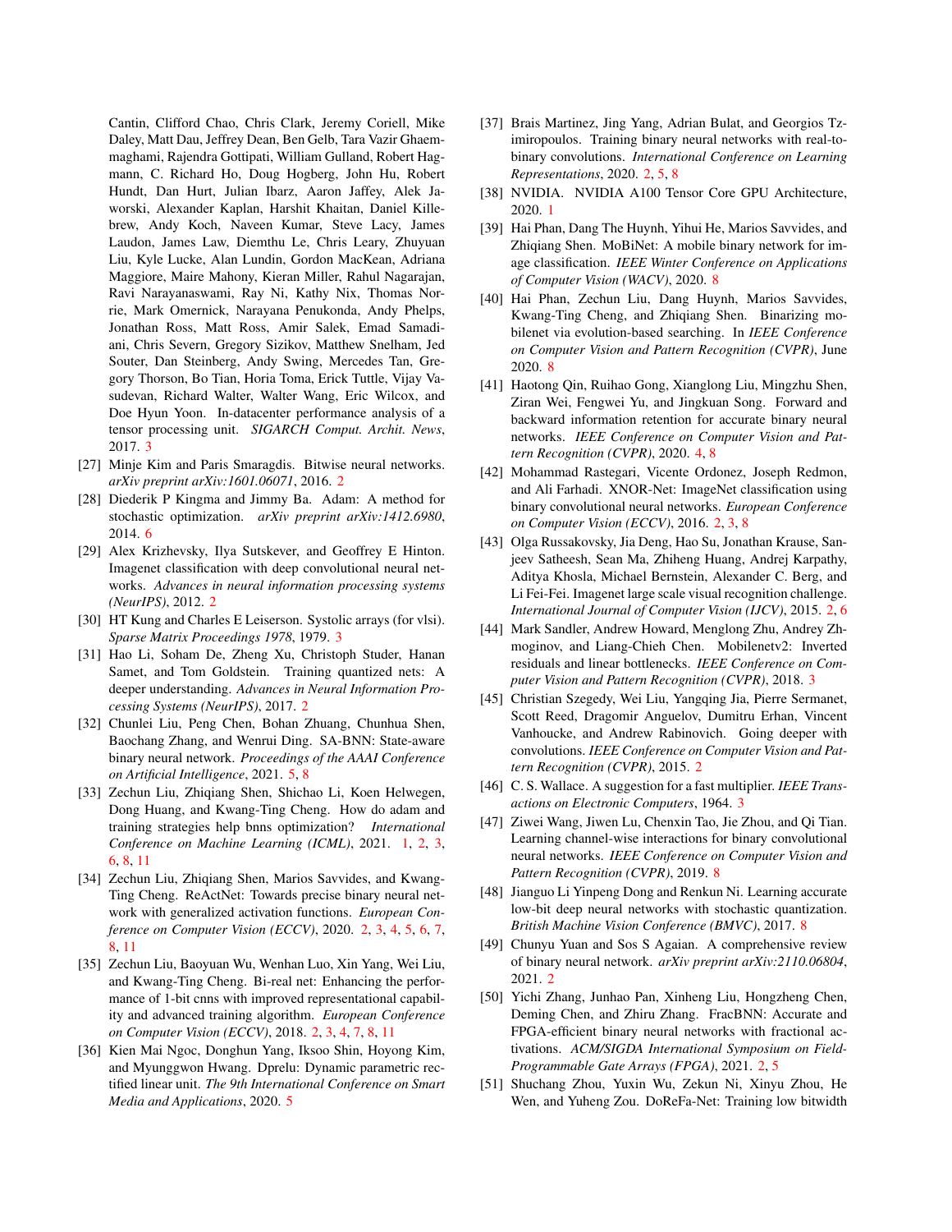Cantin, Clifford Chao, Chris Clark, Jeremy Coriell, Mike Daley, Matt Dau, Jeffrey Dean, Ben Gelb, Tara Vazir Ghaemmaghami, Rajendra Gottipati, William Gulland, Robert Hagmann, C. Richard Ho, Doug Hogberg, John Hu, Robert Hundt, Dan Hurt, Julian Ibarz, Aaron Jaffey, Alek Jaworski, Alexander Kaplan, Harshit Khaitan, Daniel Killebrew, Andy Koch, Naveen Kumar, Steve Lacy, James Laudon, James Law, Diemthu Le, Chris Leary, Zhuyuan Liu, Kyle Lucke, Alan Lundin, Gordon MacKean, Adriana Maggiore, Maire Mahony, Kieran Miller, Rahul Nagarajan, Ravi Narayanaswami, Ray Ni, Kathy Nix, Thomas Norrie, Mark Omernick, Narayana Penukonda, Andy Phelps, Jonathan Ross, Matt Ross, Amir Salek, Emad Samadiani, Chris Severn, Gregory Sizikov, Matthew Snelham, Jed Souter, Dan Steinberg, Andy Swing, Mercedes Tan, Gregory Thorson, Bo Tian, Horia Toma, Erick Tuttle, Vijay Vasudevan, Richard Walter, Walter Wang, Eric Wilcox, and Doe Hyun Yoon. In-datacenter performance analysis of a tensor processing unit. *SIGARCH Comput. Archit. News*, 2017. 3

[27] Minje Kim and Paris Smaragdis. Bitwise neural networks. *arXiv preprint arXiv:1601.06071*, 2016. 2

[28] Diederik P Kingma and Jimmy Ba. Adam: A method for stochastic optimization. *arXiv preprint arXiv:1412.6980*, 2014. 6

[29] Alex Krizhevsky, Ilya Sutskever, and Geoffrey E Hinton. Imagenet classification with deep convolutional neural networks. *Advances in neural information processing systems (NeurIPS)*, 2012. 2

[30] HT Kung and Charles E Leiserson. Systolic arrays (for vlsi). *Sparse Matrix Proceedings 1978*, 1979. 3

[31] Hao Li, Soham De, Zheng Xu, Christoph Studer, Hanan Samet, and Tom Goldstein. Training quantized nets: A deeper understanding. *Advances in Neural Information Processing Systems (NeurIPS)*, 2017. 2

[32] Chunlei Liu, Peng Chen, Bohan Zhuang, Chunhua Shen, Baochang Zhang, and Wenrui Ding. SA-BNN: State-aware binary neural network. *Proceedings of the AAAI Conference on Artificial Intelligence*, 2021. 5, 8

[33] Zechun Liu, Zhiqiang Shen, Shichao Li, Koen Helwegen, Dong Huang, and Kwang-Ting Cheng. How do adam and training strategies help bnns optimization? *International Conference on Machine Learning (ICML)*, 2021. 1, 2, 3, 6, 8, 11

[34] Zechun Liu, Zhiqiang Shen, Marios Savvides, and Kwang-Ting Cheng. ReActNet: Towards precise binary neural network with generalized activation functions. *European Conference on Computer Vision (ECCV)*, 2020. 2, 3, 4, 5, 6, 7, 8, 11

[35] Zechun Liu, Baoyuan Wu, Wenhan Luo, Xin Yang, Wei Liu, and Kwang-Ting Cheng. Bi-real net: Enhancing the performance of 1-bit cnns with improved representational capability and advanced training algorithm. *European Conference on Computer Vision (ECCV)*, 2018. 2, 3, 4, 7, 8, 11

[36] Kien Mai Ngoc, Donghun Yang, Iksoo Shin, Hoyong Kim, and Myunggwon Hwang. Dprelu: Dynamic parametric rectified linear unit. *The 9th International Conference on Smart Media and Applications*, 2020. 5

[37] Brais Martinez, Jing Yang, Adrian Bulat, and Georgios Tzimiropoulos. Training binary neural networks with real-to-binary convolutions. *International Conference on Learning Representations*, 2020. 2, 5, 8

[38] NVIDIA. NVIDIA A100 Tensor Core GPU Architecture, 2020. 1

[39] Hai Phan, Dang The Huynh, Yihui He, Marios Savvides, and Zhiqiang Shen. MoBiNet: A mobile binary network for image classification. *IEEE Winter Conference on Applications of Computer Vision (WACV)*, 2020. 8

[40] Hai Phan, Zechun Liu, Dang Huynh, Marios Savvides, Kwang-Ting Cheng, and Zhiqiang Shen. Binarizing mobilenet via evolution-based searching. In *IEEE Conference on Computer Vision and Pattern Recognition (CVPR)*, June 2020. 8

[41] Haotong Qin, Ruihao Gong, Xianglong Liu, Mingzhu Shen, Ziran Wei, Fengwei Yu, and Jingkuan Song. Forward and backward information retention for accurate binary neural networks. *IEEE Conference on Computer Vision and Pattern Recognition (CVPR)*, 2020. 4, 8

[42] Mohammad Rastegari, Vicente Ordonez, Joseph Redmon, and Ali Farhadi. XNOR-Net: ImageNet classification using binary convolutional neural networks. *European Conference on Computer Vision (ECCV)*, 2016. 2, 3, 8

[43] Olga Russakovsky, Jia Deng, Hao Su, Jonathan Krause, Sanjeev Satheesh, Sean Ma, Zhiheng Huang, Andrej Karpathy, Aditya Khosla, Michael Bernstein, Alexander C. Berg, and Li Fei-Fei. Imagenet large scale visual recognition challenge. *International Journal of Computer Vision (IJCV)*, 2015. 2, 6

[44] Mark Sandler, Andrew Howard, Menglong Zhu, Andrey Zhmoginov, and Liang-Chieh Chen. Mobilenetv2: Inverted residuals and linear bottlenecks. *IEEE Conference on Computer Vision and Pattern Recognition (CVPR)*, 2018. 3

[45] Christian Szegedy, Wei Liu, Yangqing Jia, Pierre Sermanet, Scott Reed, Dragomir Anguelov, Dumitru Erhan, Vincent Vanhoucke, and Andrew Rabinovich. Going deeper with convolutions. *IEEE Conference on Computer Vision and Pattern Recognition (CVPR)*, 2015. 2

[46] C. S. Wallace. A suggestion for a fast multiplier. *IEEE Transactions on Electronic Computers*, 1964. 3

[47] Ziwei Wang, Jiwen Lu, Chenxin Tao, Jie Zhou, and Qi Tian. Learning channel-wise interactions for binary convolutional neural networks. *IEEE Conference on Computer Vision and Pattern Recognition (CVPR)*, 2019. 8

[48] Jianguo Li Yinpeng Dong and Renkun Ni. Learning accurate low-bit deep neural networks with stochastic quantization. *British Machine Vision Conference (BMVC)*, 2017. 8

[49] Chunyu Yuan and Sos S Agaian. A comprehensive review of binary neural network. *arXiv preprint arXiv:2110.06804*, 2021. 2

[50] Yichi Zhang, Junhao Pan, Xinheng Liu, Hongzhen Chen, Deming Chen, and Zhiru Zhang. FracBNN: Accurate and FPGA-efficient binary neural networks with fractional activations. *ACM/SIGDA International Symposium on Field-Programmable Gate Arrays (FPGA)*, 2021. 2, 5

[51] Shuchang Zhou, Yuxin Wu, Zekun Ni, Xinyu Zhou, He Wen, and Yuheng Zou. DoReFa-Net: Training low bitwidth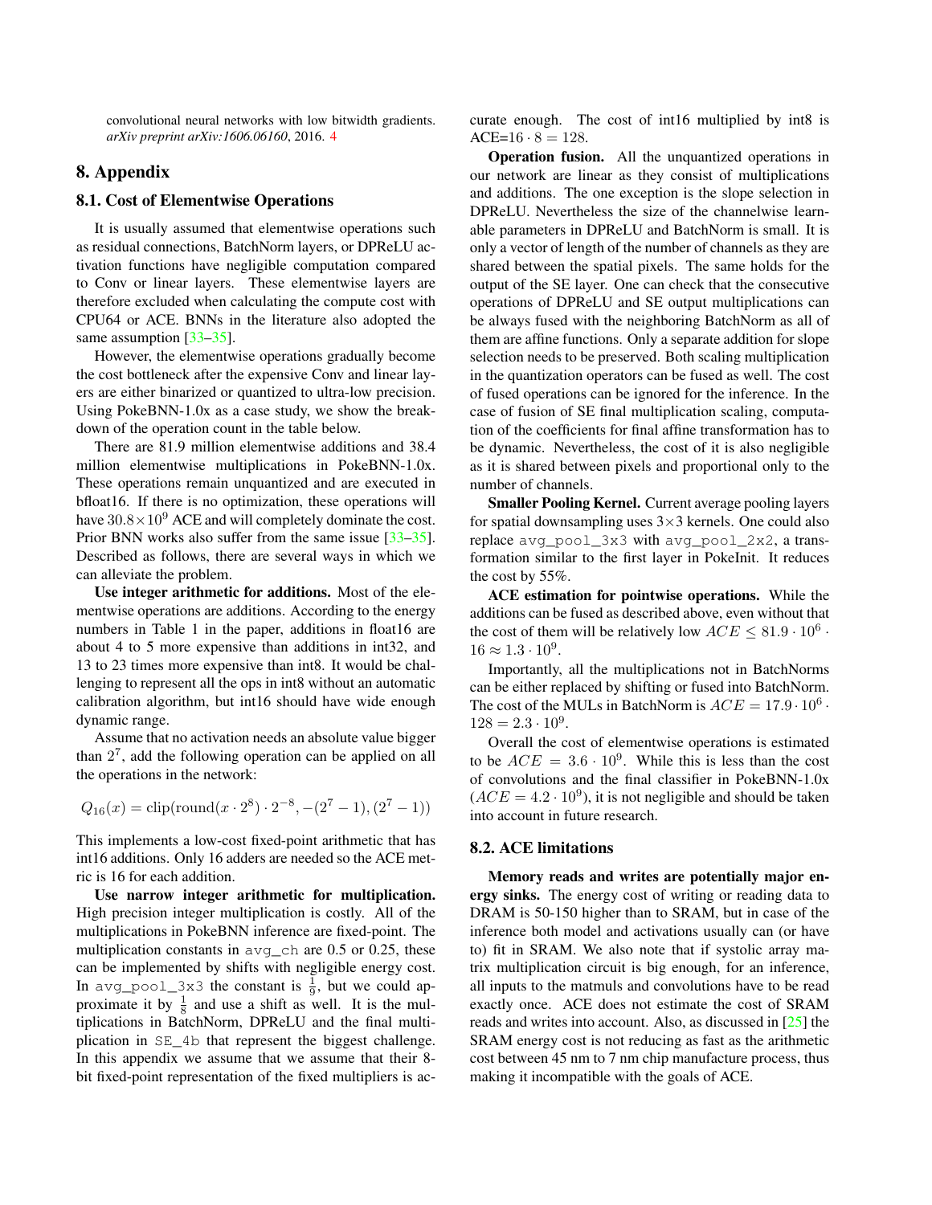convolutional neural networks with low bitwidth gradients. *arXiv preprint arXiv:1606.06160*, 2016. 4

# 8. Appendix

## 8.1. Cost of Elementwise Operations

It is usually assumed that elementwise operations such as residual connections, BatchNorm layers, or DPReLU activation functions have negligible computation compared to Conv or linear layers. These elementwise layers are therefore excluded when calculating the compute cost with CPU64 or ACE. BNNs in the literature also adopted the same assumption [33–35].

However, the elementwise operations gradually become the cost bottleneck after the expensive Conv and linear layers are either binarized or quantized to ultra-low precision. Using PokeBNN-1.0x as a case study, we show the breakdown of the operation count in the table below.

There are 81.9 million elementwise additions and 38.4 million elementwise multiplications in PokeBNN-1.0x. These operations remain unquantized and are executed in bfloat16. If there is no optimization, these operations will have $30.8 \times 10^9$ ACE and will completely dominate the cost. Prior BNN works also suffer from the same issue [33–35]. Described as follows, there are several ways in which we can alleviate the problem.

**Use integer arithmetic for additions.** Most of the elementwise operations are additions. According to the energy numbers in Table 1 in the paper, additions in float16 are about 4 to 5 more expensive than additions in int32, and 13 to 23 times more expensive than int8. It would be challenging to represent all the ops in int8 without an automatic calibration algorithm, but int16 should have wide enough dynamic range.

Assume that no activation needs an absolute value bigger than $2^7$, add the following operation can be applied on all the operations in the network:

$$Q_{16}(x) = \text{clip}(\text{round}(x \cdot 2^8) \cdot 2^{-8}, -(2^7 - 1), (2^7 - 1))$$

This implements a low-cost fixed-point arithmetic that has int16 additions. Only 16 adders are needed so the ACE metric is 16 for each addition.

**Use narrow integer arithmetic for multiplication.** High precision integer multiplication is costly. All of the multiplications in PokeBNN inference are fixed-point. The multiplication constants in `avg_ch` are 0.5 or 0.25, these can be implemented by shifts with negligible energy cost. In `avg_pool_3x3` the constant is $\frac{1}{9}$, but we could approximate it by $\frac{1}{8}$ and use a shift as well. It is the multiplications in BatchNorm, DPReLU and the final multiplication in `SE_4b` that represent the biggest challenge. In this appendix we assume that we assume that their 8-bit fixed-point representation of the fixed multipliers is accurate enough. The cost of int16 multiplied by int8 is ACE$=16 \cdot 8 = 128$.

**Operation fusion.** All the unquantized operations in our network are linear as they consist of multiplications and additions. The one exception is the slope selection in DPReLU. Nevertheless the size of the channelwise learnable parameters in DPReLU and BatchNorm is small. It is only a vector of length of the number of channels as they are shared between the spatial pixels. The same holds for the output of the SE layer. One can check that the consecutive operations of DPReLU and SE output multiplications can be always fused with the neighboring BatchNorm as all of them are affine functions. Only a separate addition for slope selection needs to be preserved. Both scaling multiplication in the quantization operators can be fused as well. The cost of fused operations can be ignored for the inference. In the case of fusion of SE final multiplication scaling, computation of the coefficients for final affine transformation has to be dynamic. Nevertheless, the cost of it is also negligible as it is shared between pixels and proportional only to the number of channels.

**Smaller Pooling Kernel.** Current average pooling layers for spatial downsampling uses $3\times3$ kernels. One could also replace `avg_pool_3x3` with `avg_pool_2x2`, a transformation similar to the first layer in PokeInit. It reduces the cost by 55%.

**ACE estimation for pointwise operations.** While the additions can be fused as described above, even without that the cost of them will be relatively low $ACE \leq 81.9 \cdot 10^6 \cdot 16 \approx 1.3 \cdot 10^9$.

Importantly, all the multiplications not in BatchNorms can be either replaced by shifting or fused into BatchNorm. The cost of the MULs in BatchNorm is $ACE = 17.9 \cdot 10^6 \cdot 128 = 2.3 \cdot 10^9$.

Overall the cost of elementwise operations is estimated to be $ACE = 3.6 \cdot 10^9$. While this is less than the cost of convolutions and the final classifier in PokeBNN-1.0x ($ACE = 4.2 \cdot 10^9$), it is not negligible and should be taken into account in future research.

## 8.2. ACE limitations

**Memory reads and writes are potentially major energy sinks.** The energy cost of writing or reading data to DRAM is 50-150 higher than to SRAM, but in case of the inference both model and activations usually can (or have to) fit in SRAM. We also note that if systolic array matrix multiplication circuit is big enough, for an inference, all inputs to the matmuls and convolutions have to be read exactly once. ACE does not estimate the cost of SRAM reads and writes into account. Also, as discussed in [25] the SRAM energy cost is not reducing as fast as the arithmetic cost between 45 nm to 7 nm chip manufacture process, thus making it incompatible with the goals of ACE.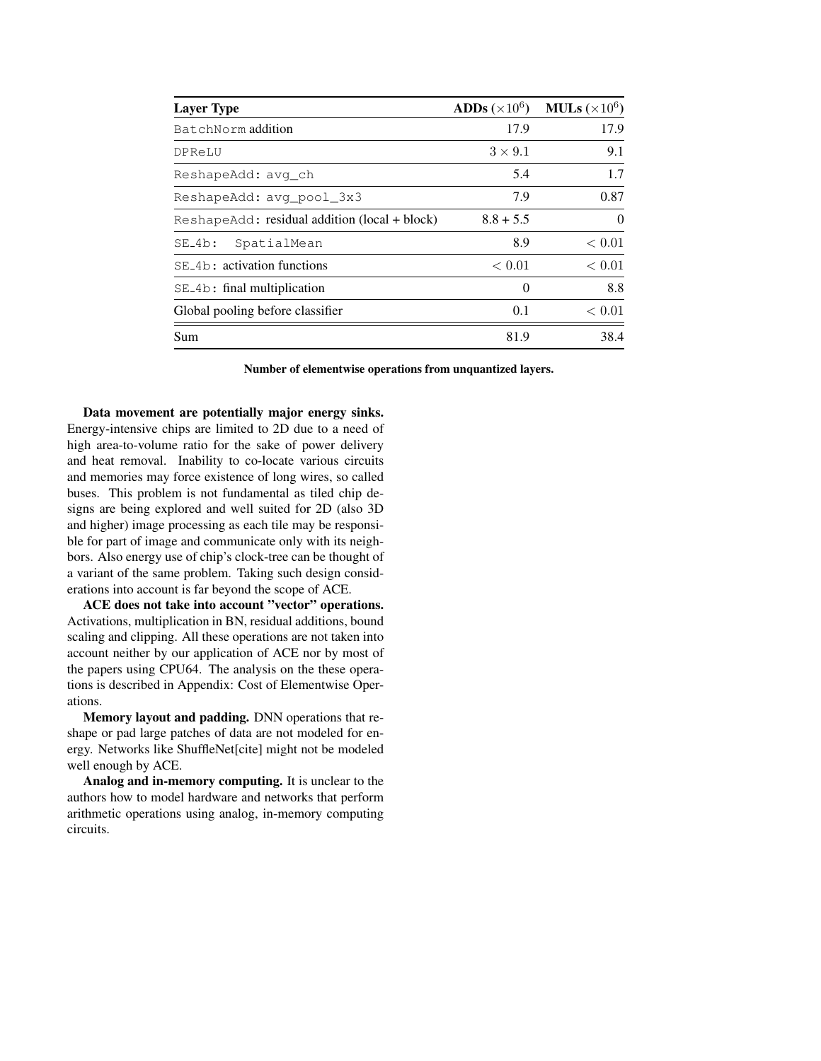| Layer Type | ADDs ($\times 10^6$) | MULs ($\times 10^6$) |
|---|---|---|
| `BatchNorm` addition | 17.9 | 17.9 |
| `DPReLU` | $3 \times 9.1$ | 9.1 |
| `ReshapeAdd: avg_ch` | 5.4 | 1.7 |
| `ReshapeAdd: avg_pool_3x3` | 7.9 | 0.87 |
| `ReshapeAdd`: residual addition (local + block) | 8.8 + 5.5 | 0 |
| `SE_4b: SpatialMean` | 8.9 | $< 0.01$ |
| `SE_4b`: activation functions | $< 0.01$ | $< 0.01$ |
| `SE_4b`: final multiplication | 0 | 8.8 |
| Global pooling before classifier | 0.1 | $< 0.01$ |
| Sum | 81.9 | 38.4 |

**Number of elementwise operations from unquantized layers.**

**Data movement are potentially major energy sinks.** Energy-intensive chips are limited to 2D due to a need of high area-to-volume ratio for the sake of power delivery and heat removal. Inability to co-locate various circuits and memories may force existence of long wires, so called buses. This problem is not fundamental as tiled chip designs are being explored and well suited for 2D (also 3D and higher) image processing as each tile may be responsible for part of image and communicate only with its neighbors. Also energy use of chip's clock-tree can be thought of a variant of the same problem. Taking such design considerations into account is far beyond the scope of ACE.

**ACE does not take into account "vector" operations.** Activations, multiplication in BN, residual additions, bound scaling and clipping. All these operations are not taken into account neither by our application of ACE nor by most of the papers using CPU64. The analysis on the these operations is described in Appendix: Cost of Elementwise Operations.

**Memory layout and padding.** DNN operations that reshape or pad large patches of data are not modeled for energy. Networks like ShuffleNet[cite] might not be modeled well enough by ACE.

**Analog and in-memory computing.** It is unclear to the authors how to model hardware and networks that perform arithmetic operations using analog, in-memory computing circuits.